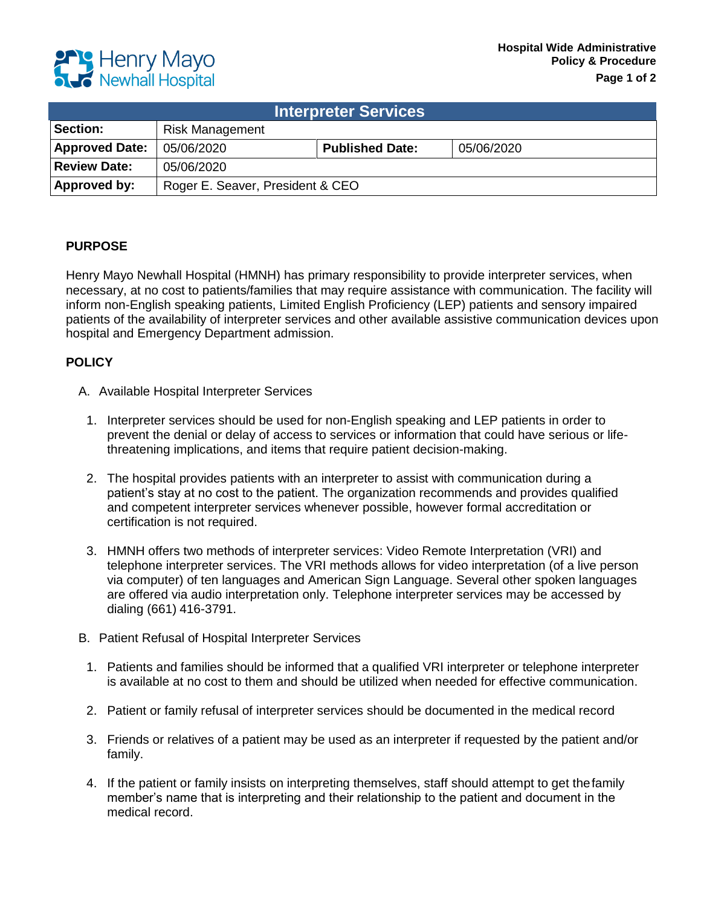# Interpreter Services

| Section: | Risk Management | | |
|---|---|---|---|
| Approved Date: | 05/06/2020 | Published Date: | 05/06/2020 |
| Review Date: | 05/06/2020 | | |
| Approved by: | Roger E. Seaver, President & CEO | | |

## PURPOSE

Henry Mayo Newhall Hospital (HMNH) has primary responsibility to provide interpreter services, when necessary, at no cost to patients/families that may require assistance with communication. The facility will inform non-English speaking patients, Limited English Proficiency (LEP) patients and sensory impaired patients of the availability of interpreter services and other available assistive communication devices upon hospital and Emergency Department admission.

## POLICY

A. Available Hospital Interpreter Services

1. Interpreter services should be used for non-English speaking and LEP patients in order to prevent the denial or delay of access to services or information that could have serious or life-threatening implications, and items that require patient decision-making.

2. The hospital provides patients with an interpreter to assist with communication during a patient's stay at no cost to the patient. The organization recommends and provides qualified and competent interpreter services whenever possible, however formal accreditation or certification is not required.

3. HMNH offers two methods of interpreter services: Video Remote Interpretation (VRI) and telephone interpreter services. The VRI methods allows for video interpretation (of a live person via computer) of ten languages and American Sign Language. Several other spoken languages are offered via audio interpretation only. Telephone interpreter services may be accessed by dialing (661) 416-3791.

B. Patient Refusal of Hospital Interpreter Services

1. Patients and families should be informed that a qualified VRI interpreter or telephone interpreter is available at no cost to them and should be utilized when needed for effective communication.

2. Patient or family refusal of interpreter services should be documented in the medical record

3. Friends or relatives of a patient may be used as an interpreter if requested by the patient and/or family.

4. If the patient or family insists on interpreting themselves, staff should attempt to get the family member's name that is interpreting and their relationship to the patient and document in the medical record.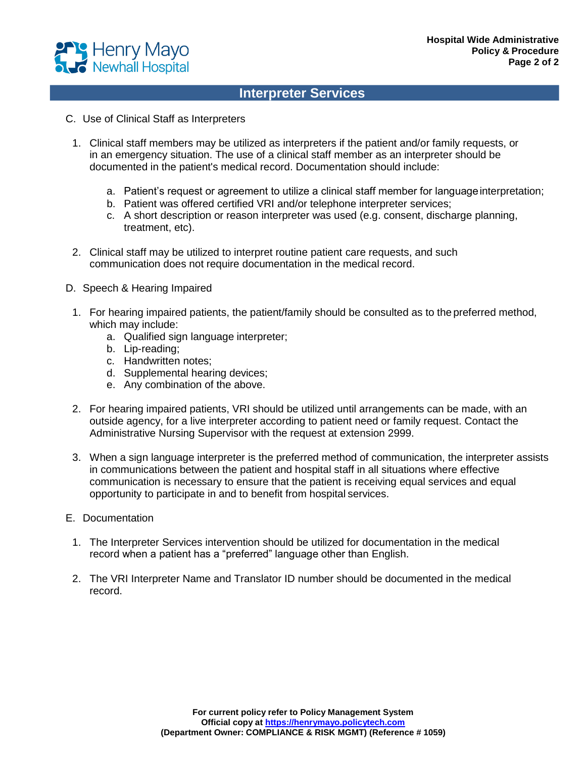## Interpreter Services

C. Use of Clinical Staff as Interpreters

1. Clinical staff members may be utilized as interpreters if the patient and/or family requests, or in an emergency situation. The use of a clinical staff member as an interpreter should be documented in the patient's medical record. Documentation should include:

    a. Patient's request or agreement to utilize a clinical staff member for language interpretation;
    b. Patient was offered certified VRI and/or telephone interpreter services;
    c. A short description or reason interpreter was used (e.g. consent, discharge planning, treatment, etc).

2. Clinical staff may be utilized to interpret routine patient care requests, and such communication does not require documentation in the medical record.

D. Speech & Hearing Impaired

1. For hearing impaired patients, the patient/family should be consulted as to the preferred method, which may include:
    a. Qualified sign language interpreter;
    b. Lip-reading;
    c. Handwritten notes;
    d. Supplemental hearing devices;
    e. Any combination of the above.

2. For hearing impaired patients, VRI should be utilized until arrangements can be made, with an outside agency, for a live interpreter according to patient need or family request. Contact the Administrative Nursing Supervisor with the request at extension 2999.

3. When a sign language interpreter is the preferred method of communication, the interpreter assists in communications between the patient and hospital staff in all situations where effective communication is necessary to ensure that the patient is receiving equal services and equal opportunity to participate in and to benefit from hospital services.

E. Documentation

1. The Interpreter Services intervention should be utilized for documentation in the medical record when a patient has a "preferred" language other than English.

2. The VRI Interpreter Name and Translator ID number should be documented in the medical record.